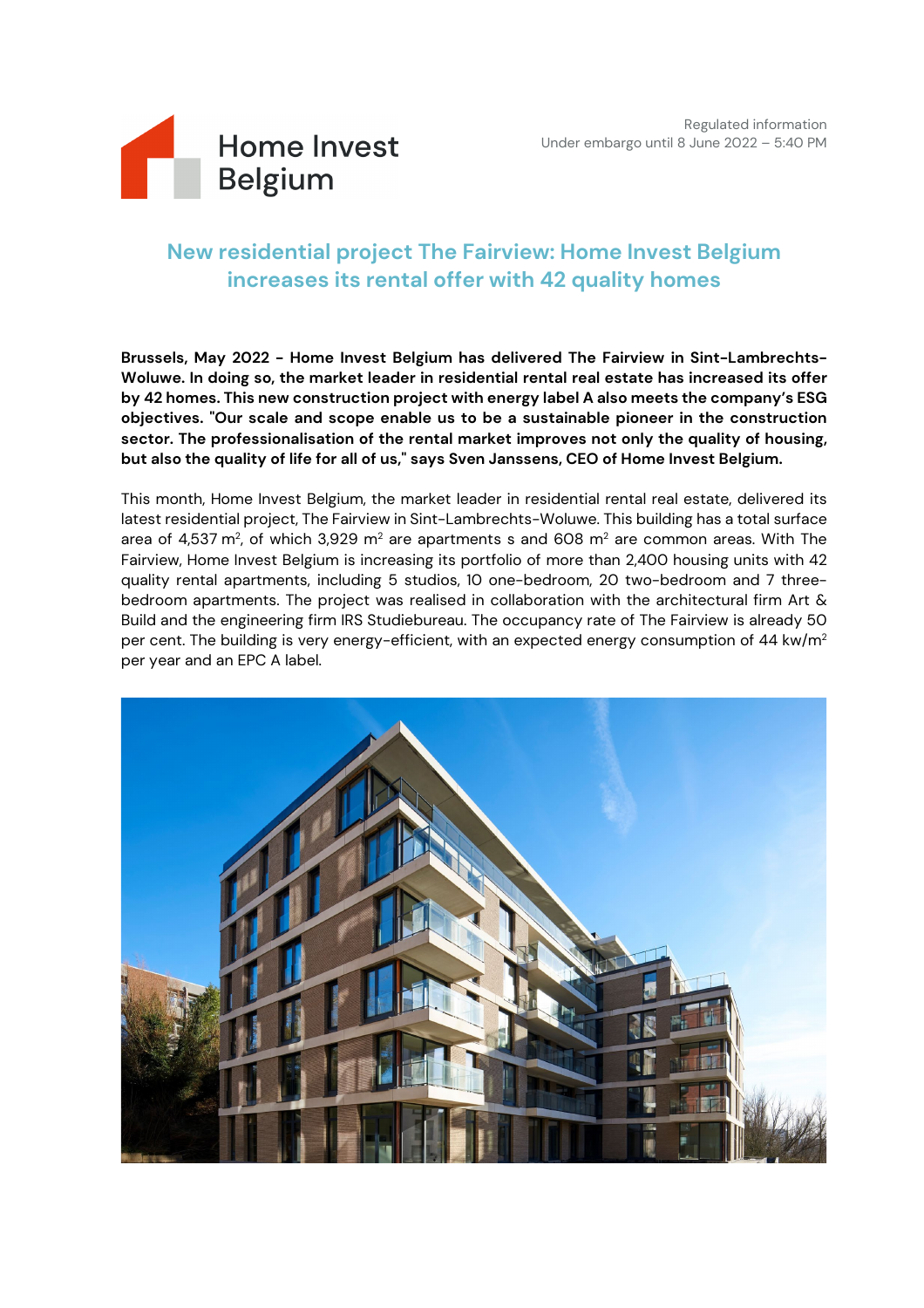Home Invest Belgium

Regulated information
Under embargo until 8 June 2022 – 5:40 PM

# New residential project The Fairview: Home Invest Belgium increases its rental offer with 42 quality homes

**Brussels, May 2022 - Home Invest Belgium has delivered The Fairview in Sint-Lambrechts-Woluwe. In doing so, the market leader in residential rental real estate has increased its offer by 42 homes. This new construction project with energy label A also meets the company's ESG objectives. "Our scale and scope enable us to be a sustainable pioneer in the construction sector. The professionalisation of the rental market improves not only the quality of housing, but also the quality of life for all of us," says Sven Janssens, CEO of Home Invest Belgium.**

This month, Home Invest Belgium, the market leader in residential rental real estate, delivered its latest residential project, The Fairview in Sint-Lambrechts-Woluwe. This building has a total surface area of 4,537 m², of which 3,929 m² are apartments s and 608 m² are common areas. With The Fairview, Home Invest Belgium is increasing its portfolio of more than 2,400 housing units with 42 quality rental apartments, including 5 studios, 10 one-bedroom, 20 two-bedroom and 7 three-bedroom apartments. The project was realised in collaboration with the architectural firm Art & Build and the engineering firm IRS Studiebureau. The occupancy rate of The Fairview is already 50 per cent. The building is very energy-efficient, with an expected energy consumption of 44 kw/m² per year and an EPC A label.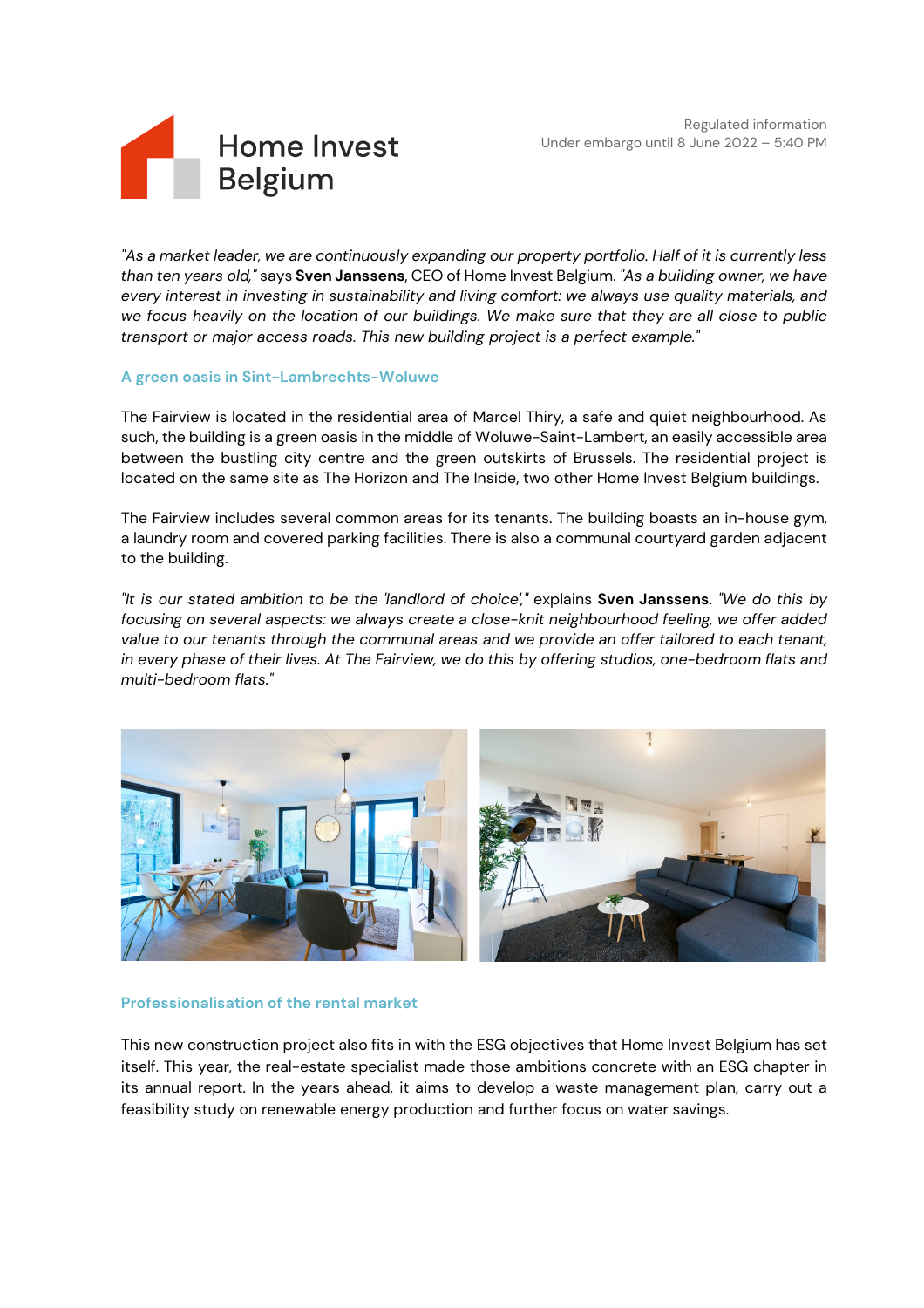*"As a market leader, we are continuously expanding our property portfolio. Half of it is currently less than ten years old,"* says **Sven Janssens**, CEO of Home Invest Belgium. *"As a building owner, we have every interest in investing in sustainability and living comfort: we always use quality materials, and we focus heavily on the location of our buildings. We make sure that they are all close to public transport or major access roads. This new building project is a perfect example."*

### A green oasis in Sint-Lambrechts-Woluwe

The Fairview is located in the residential area of Marcel Thiry, a safe and quiet neighbourhood. As such, the building is a green oasis in the middle of Woluwe-Saint-Lambert, an easily accessible area between the bustling city centre and the green outskirts of Brussels. The residential project is located on the same site as The Horizon and The Inside, two other Home Invest Belgium buildings.

The Fairview includes several common areas for its tenants. The building boasts an in-house gym, a laundry room and covered parking facilities. There is also a communal courtyard garden adjacent to the building.

*"It is our stated ambition to be the 'landlord of choice',"* explains **Sven Janssens**. *"We do this by focusing on several aspects: we always create a close-knit neighbourhood feeling, we offer added value to our tenants through the communal areas and we provide an offer tailored to each tenant, in every phase of their lives. At The Fairview, we do this by offering studios, one-bedroom flats and multi-bedroom flats."*

### Professionalisation of the rental market

This new construction project also fits in with the ESG objectives that Home Invest Belgium has set itself. This year, the real-estate specialist made those ambitions concrete with an ESG chapter in its annual report. In the years ahead, it aims to develop a waste management plan, carry out a feasibility study on renewable energy production and further focus on water savings.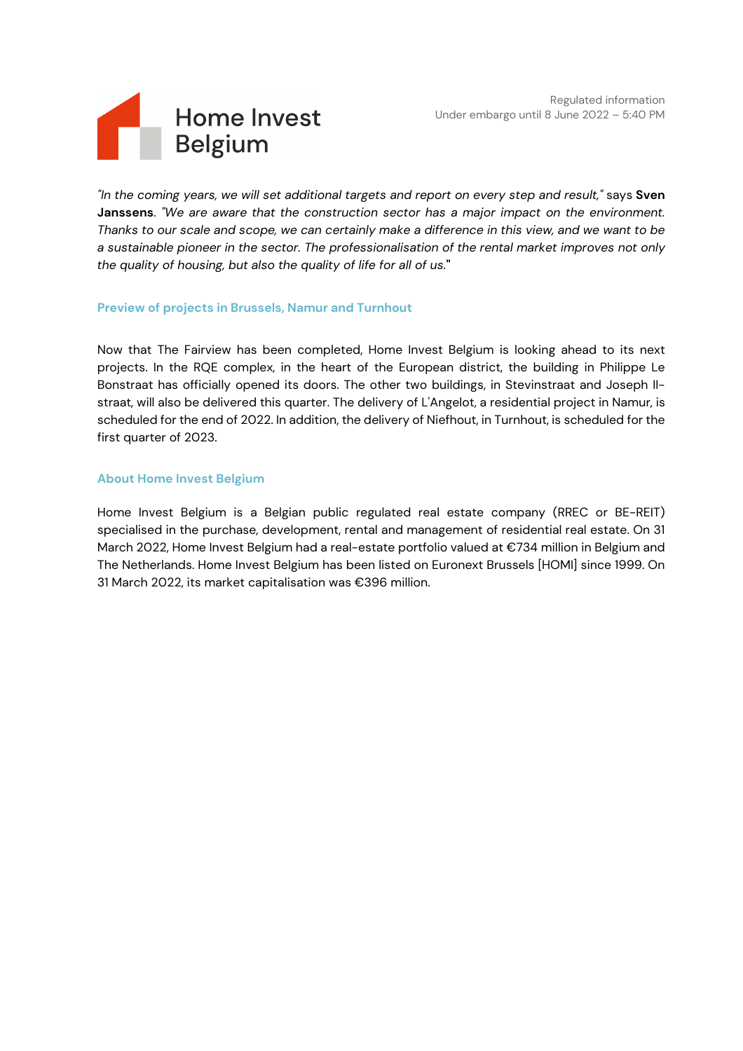*"In the coming years, we will set additional targets and report on every step and result,"* says **Sven Janssens**. *"We are aware that the construction sector has a major impact on the environment. Thanks to our scale and scope, we can certainly make a difference in this view, and we want to be a sustainable pioneer in the sector. The professionalisation of the rental market improves not only the quality of housing, but also the quality of life for all of us."*

### Preview of projects in Brussels, Namur and Turnhout

Now that The Fairview has been completed, Home Invest Belgium is looking ahead to its next projects. In the RQE complex, in the heart of the European district, the building in Philippe Le Bonstraat has officially opened its doors. The other two buildings, in Stevinstraat and Joseph II-straat, will also be delivered this quarter. The delivery of L'Angelot, a residential project in Namur, is scheduled for the end of 2022. In addition, the delivery of Niefhout, in Turnhout, is scheduled for the first quarter of 2023.

### About Home Invest Belgium

Home Invest Belgium is a Belgian public regulated real estate company (RREC or BE-REIT) specialised in the purchase, development, rental and management of residential real estate. On 31 March 2022, Home Invest Belgium had a real-estate portfolio valued at €734 million in Belgium and The Netherlands. Home Invest Belgium has been listed on Euronext Brussels [HOMI] since 1999. On 31 March 2022, its market capitalisation was €396 million.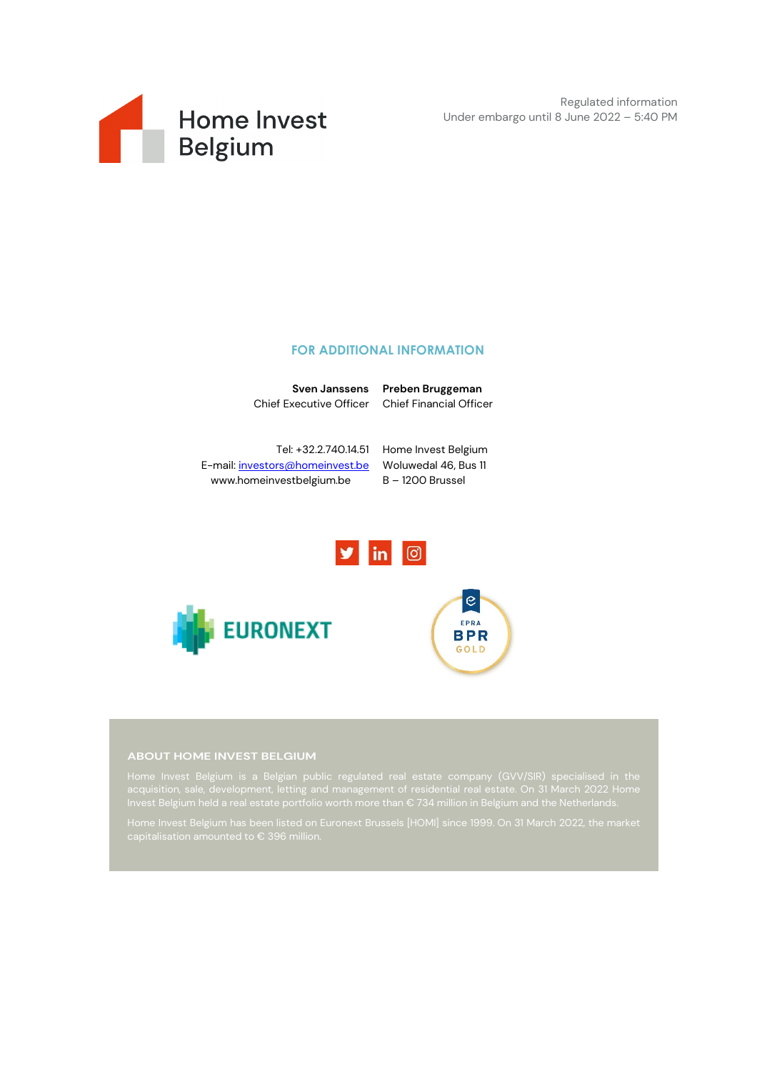Home Invest Belgium

Regulated information
Under embargo until 8 June 2022 – 5:40 PM

## FOR ADDITIONAL INFORMATION

**Sven Janssens**
Chief Executive Officer

**Preben Bruggeman**
Chief Financial Officer

Tel: +32.2.740.14.51
E-mail: investors@homeinvest.be
www.homeinvestbelgium.be

Home Invest Belgium
Woluwedal 46, Bus 11
B – 1200 Brussel

EURONEXT

EPRA BPR GOLD

## ABOUT HOME INVEST BELGIUM

Home Invest Belgium is a Belgian public regulated real estate company (GVV/SIR) specialised in the acquisition, sale, development, letting and management of residential real estate. On 31 March 2022 Home Invest Belgium held a real estate portfolio worth more than € 734 million in Belgium and the Netherlands.

Home Invest Belgium has been listed on Euronext Brussels [HOMI] since 1999. On 31 March 2022, the market capitalisation amounted to € 396 million.